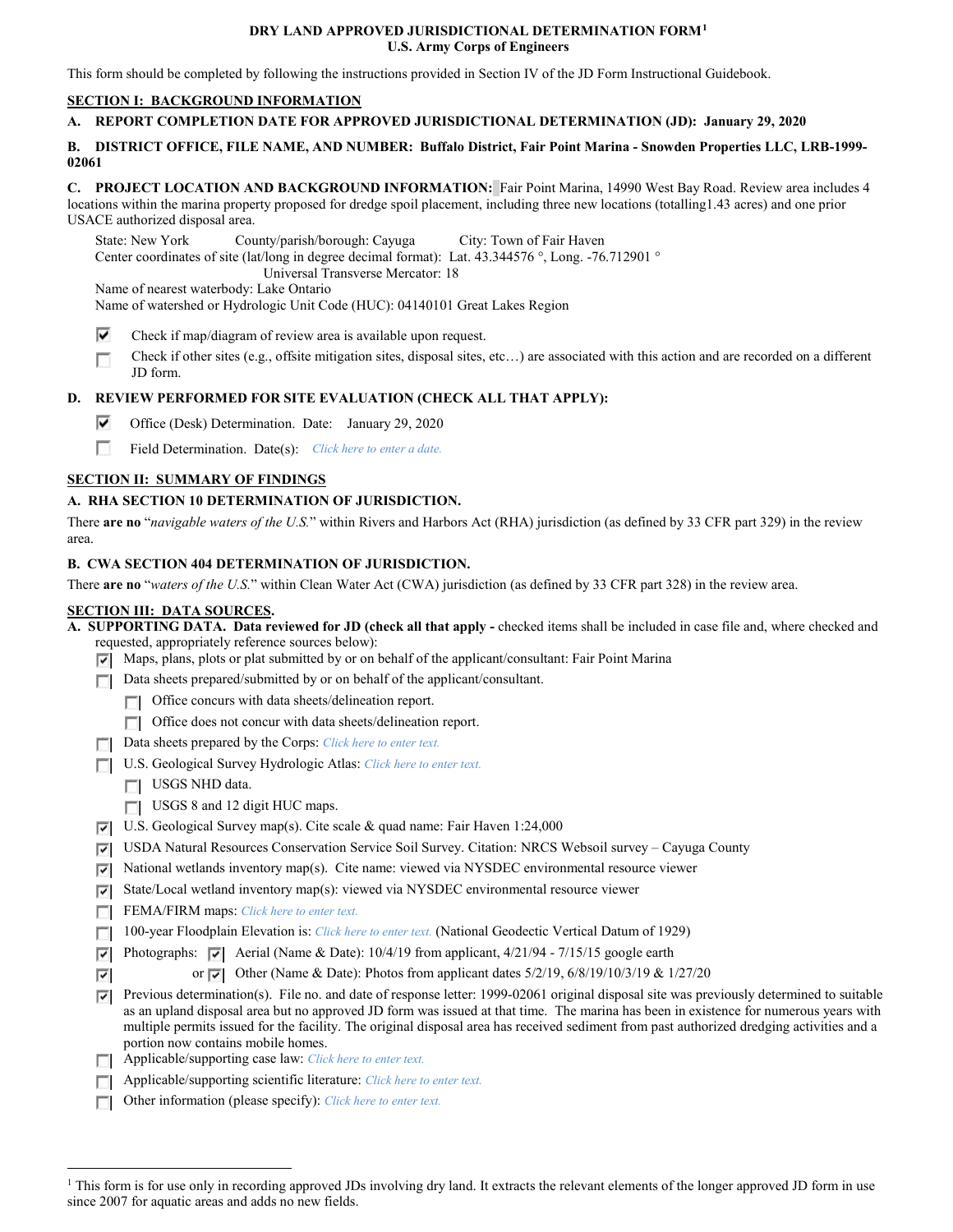# DRY LAND APPROVED JURISDICTIONAL DETERMINATION FORM[1]
## U.S. Army Corps of Engineers

This form should be completed by following the instructions provided in Section IV of the JD Form Instructional Guidebook.

## SECTION I: BACKGROUND INFORMATION

**A. REPORT COMPLETION DATE FOR APPROVED JURISDICTIONAL DETERMINATION (JD): January 29, 2020**

**B. DISTRICT OFFICE, FILE NAME, AND NUMBER: Buffalo District, Fair Point Marina - Snowden Properties LLC, LRB-1999-02061**

**C. PROJECT LOCATION AND BACKGROUND INFORMATION:** Fair Point Marina, 14990 West Bay Road. Review area includes 4 locations within the marina property proposed for dredge spoil placement, including three new locations (totalling1.43 acres) and one prior USACE authorized disposal area.

State: New York County/parish/borough: Cayuga City: Town of Fair Haven
Center coordinates of site (lat/long in degree decimal format): Lat. 43.344576 °, Long. -76.712901 °
Universal Transverse Mercator: 18
Name of nearest waterbody: Lake Ontario
Name of watershed or Hydrologic Unit Code (HUC): 04140101 Great Lakes Region

☑ Check if map/diagram of review area is available upon request.
☐ Check if other sites (e.g., offsite mitigation sites, disposal sites, etc…) are associated with this action and are recorded on a different JD form.

**D. REVIEW PERFORMED FOR SITE EVALUATION (CHECK ALL THAT APPLY):**

☑ Office (Desk) Determination. Date: January 29, 2020
☐ Field Determination. Date(s): *Click here to enter a date.*

## SECTION II: SUMMARY OF FINDINGS

**A. RHA SECTION 10 DETERMINATION OF JURISDICTION.**

There **are no** "*navigable waters of the U.S.*" within Rivers and Harbors Act (RHA) jurisdiction (as defined by 33 CFR part 329) in the review area.

**B. CWA SECTION 404 DETERMINATION OF JURISDICTION.**

There **are no** "*waters of the U.S.*" within Clean Water Act (CWA) jurisdiction (as defined by 33 CFR part 328) in the review area.

## SECTION III: DATA SOURCES.

**A. SUPPORTING DATA. Data reviewed for JD (check all that apply -** checked items shall be included in case file and, where checked and requested, appropriately reference sources below):

- ☑ Maps, plans, plots or plat submitted by or on behalf of the applicant/consultant: Fair Point Marina
- ☐ Data sheets prepared/submitted by or on behalf of the applicant/consultant.
  - ☐ Office concurs with data sheets/delineation report.
  - ☐ Office does not concur with data sheets/delineation report.
- ☐ Data sheets prepared by the Corps: *Click here to enter text.*
- ☐ U.S. Geological Survey Hydrologic Atlas: *Click here to enter text.*
  - ☐ USGS NHD data.
  - ☐ USGS 8 and 12 digit HUC maps.
- ☑ U.S. Geological Survey map(s). Cite scale & quad name: Fair Haven 1:24,000
- ☑ USDA Natural Resources Conservation Service Soil Survey. Citation: NRCS Websoil survey – Cayuga County
- ☑ National wetlands inventory map(s). Cite name: viewed via NYSDEC environmental resource viewer
- ☑ State/Local wetland inventory map(s): viewed via NYSDEC environmental resource viewer
- ☐ FEMA/FIRM maps: *Click here to enter text.*
- ☐ 100-year Floodplain Elevation is: *Click here to enter text.* (National Geodectic Vertical Datum of 1929)
- ☑ Photographs: ☑ Aerial (Name & Date): 10/4/19 from applicant, 4/21/94 - 7/15/15 google earth
- ☑ or ☑ Other (Name & Date): Photos from applicant dates 5/2/19, 6/8/19/10/3/19 & 1/27/20
- ☑ Previous determination(s). File no. and date of response letter: 1999-02061 original disposal site was previously determined to suitable as an upland disposal area but no approved JD form was issued at that time. The marina has been in existence for numerous years with multiple permits issued for the facility. The original disposal area has received sediment from past authorized dredging activities and a portion now contains mobile homes.
- ☐ Applicable/supporting case law: *Click here to enter text.*
- ☐ Applicable/supporting scientific literature: *Click here to enter text.*
- ☐ Other information (please specify): *Click here to enter text.*

---

[1] This form is for use only in recording approved JDs involving dry land. It extracts the relevant elements of the longer approved JD form in use since 2007 for aquatic areas and adds no new fields.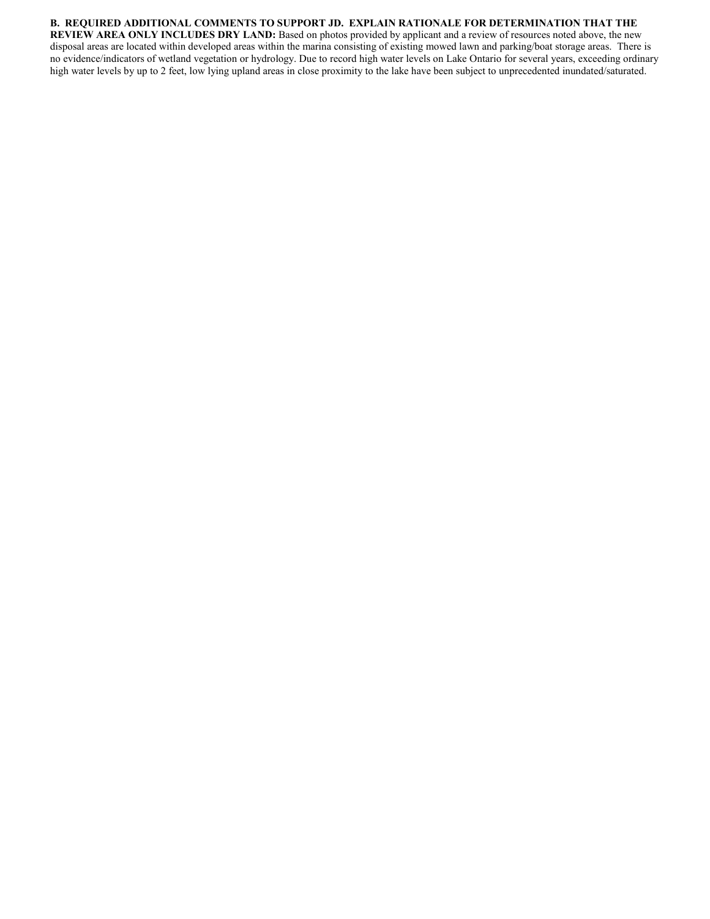**B. REQUIRED ADDITIONAL COMMENTS TO SUPPORT JD. EXPLAIN RATIONALE FOR DETERMINATION THAT THE REVIEW AREA ONLY INCLUDES DRY LAND:** Based on photos provided by applicant and a review of resources noted above, the new disposal areas are located within developed areas within the marina consisting of existing mowed lawn and parking/boat storage areas. There is no evidence/indicators of wetland vegetation or hydrology. Due to record high water levels on Lake Ontario for several years, exceeding ordinary high water levels by up to 2 feet, low lying upland areas in close proximity to the lake have been subject to unprecedented inundated/saturated.